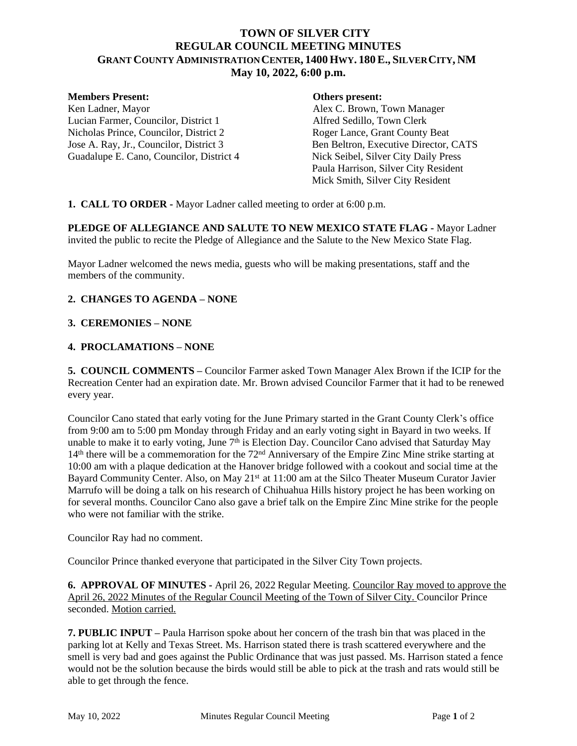# TOWN OF SILVER CITY
## REGULAR COUNCIL MEETING MINUTES
### GRANT COUNTY ADMINISTRATION CENTER, 1400 HWY. 180 E., SILVER CITY, NM
### May 10, 2022, 6:00 p.m.

| **Members Present:** | **Others present:** |
|---|---|
| Ken Ladner, Mayor | Alex C. Brown, Town Manager |
| Lucian Farmer, Councilor, District 1 | Alfred Sedillo, Town Clerk |
| Nicholas Prince, Councilor, District 2 | Roger Lance, Grant County Beat |
| Jose A. Ray, Jr., Councilor, District 3 | Ben Beltron, Executive Director, CATS |
| Guadalupe E. Cano, Councilor, District 4 | Nick Seibel, Silver City Daily Press |
| | Paula Harrison, Silver City Resident |
| | Mick Smith, Silver City Resident |

**1. CALL TO ORDER -** Mayor Ladner called meeting to order at 6:00 p.m.

**PLEDGE OF ALLEGIANCE AND SALUTE TO NEW MEXICO STATE FLAG -** Mayor Ladner invited the public to recite the Pledge of Allegiance and the Salute to the New Mexico State Flag.

Mayor Ladner welcomed the news media, guests who will be making presentations, staff and the members of the community.

**2. CHANGES TO AGENDA – NONE**

**3. CEREMONIES – NONE**

**4. PROCLAMATIONS – NONE**

**5. COUNCIL COMMENTS –** Councilor Farmer asked Town Manager Alex Brown if the ICIP for the Recreation Center had an expiration date. Mr. Brown advised Councilor Farmer that it had to be renewed every year.

Councilor Cano stated that early voting for the June Primary started in the Grant County Clerk's office from 9:00 am to 5:00 pm Monday through Friday and an early voting sight in Bayard in two weeks. If unable to make it to early voting, June 7th is Election Day. Councilor Cano advised that Saturday May 14th there will be a commemoration for the 72nd Anniversary of the Empire Zinc Mine strike starting at 10:00 am with a plaque dedication at the Hanover bridge followed with a cookout and social time at the Bayard Community Center. Also, on May 21st at 11:00 am at the Silco Theater Museum Curator Javier Marrufo will be doing a talk on his research of Chihuahua Hills history project he has been working on for several months. Councilor Cano also gave a brief talk on the Empire Zinc Mine strike for the people who were not familiar with the strike.

Councilor Ray had no comment.

Councilor Prince thanked everyone that participated in the Silver City Town projects.

**6. APPROVAL OF MINUTES -** April 26, 2022 Regular Meeting. Councilor Ray moved to approve the April 26, 2022 Minutes of the Regular Council Meeting of the Town of Silver City. Councilor Prince seconded. Motion carried.

**7. PUBLIC INPUT –** Paula Harrison spoke about her concern of the trash bin that was placed in the parking lot at Kelly and Texas Street. Ms. Harrison stated there is trash scattered everywhere and the smell is very bad and goes against the Public Ordinance that was just passed. Ms. Harrison stated a fence would not be the solution because the birds would still be able to pick at the trash and rats would still be able to get through the fence.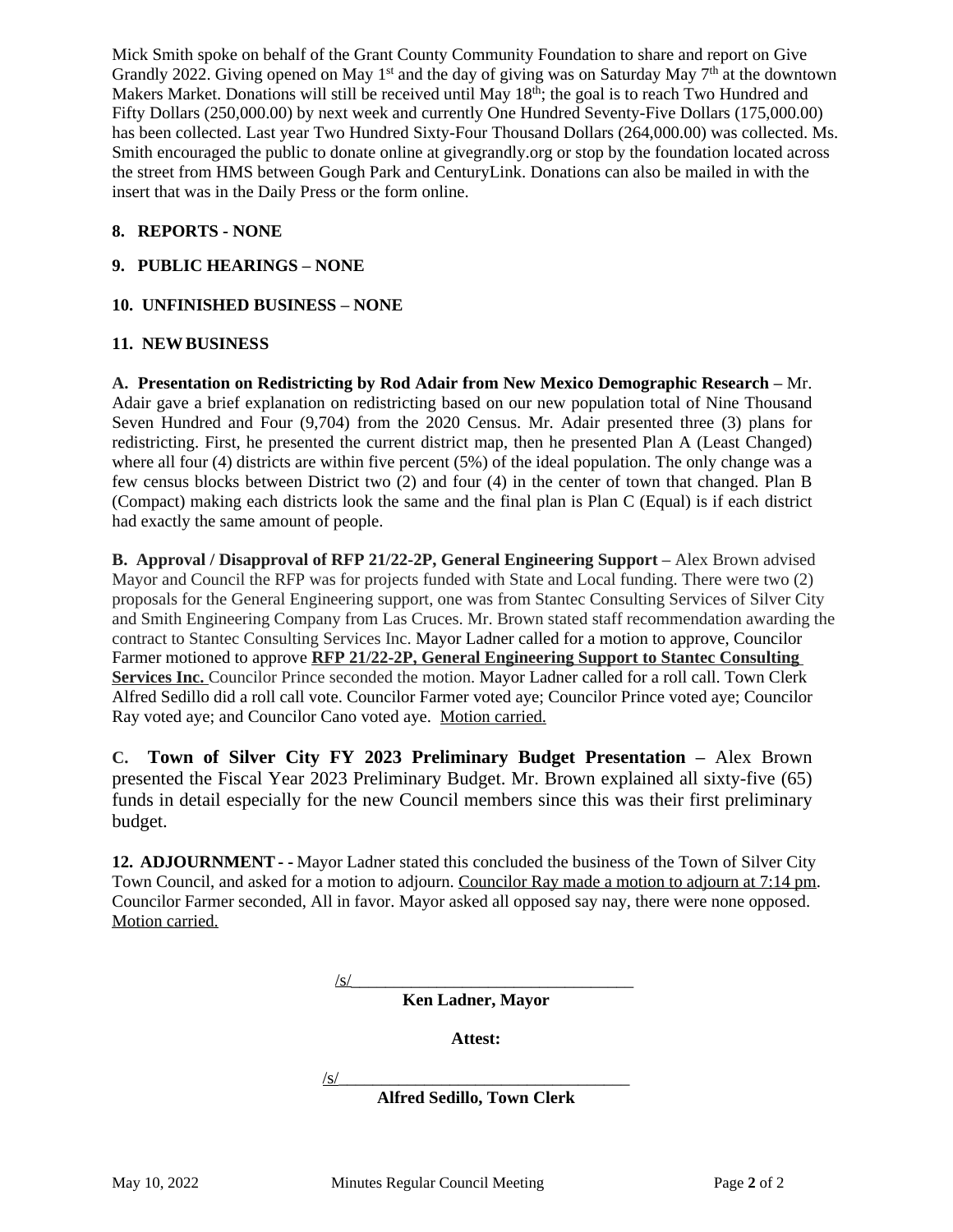Mick Smith spoke on behalf of the Grant County Community Foundation to share and report on Give Grandly 2022. Giving opened on May 1st and the day of giving was on Saturday May 7th at the downtown Makers Market. Donations will still be received until May 18th; the goal is to reach Two Hundred and Fifty Dollars (250,000.00) by next week and currently One Hundred Seventy-Five Dollars (175,000.00) has been collected. Last year Two Hundred Sixty-Four Thousand Dollars (264,000.00) was collected. Ms. Smith encouraged the public to donate online at givegrandly.org or stop by the foundation located across the street from HMS between Gough Park and CenturyLink. Donations can also be mailed in with the insert that was in the Daily Press or the form online.

**8. REPORTS - NONE**

**9. PUBLIC HEARINGS – NONE**

**10. UNFINISHED BUSINESS – NONE**

**11. NEW BUSINESS**

**A. Presentation on Redistricting by Rod Adair from New Mexico Demographic Research –** Mr. Adair gave a brief explanation on redistricting based on our new population total of Nine Thousand Seven Hundred and Four (9,704) from the 2020 Census. Mr. Adair presented three (3) plans for redistricting. First, he presented the current district map, then he presented Plan A (Least Changed) where all four (4) districts are within five percent (5%) of the ideal population. The only change was a few census blocks between District two (2) and four (4) in the center of town that changed. Plan B (Compact) making each districts look the same and the final plan is Plan C (Equal) is if each district had exactly the same amount of people.

**B. Approval / Disapproval of RFP 21/22-2P, General Engineering Support –** Alex Brown advised Mayor and Council the RFP was for projects funded with State and Local funding. There were two (2) proposals for the General Engineering support, one was from Stantec Consulting Services of Silver City and Smith Engineering Company from Las Cruces. Mr. Brown stated staff recommendation awarding the contract to Stantec Consulting Services Inc. Mayor Ladner called for a motion to approve, Councilor Farmer motioned to approve **RFP 21/22-2P, General Engineering Support to Stantec Consulting Services Inc.** Councilor Prince seconded the motion. Mayor Ladner called for a roll call. Town Clerk Alfred Sedillo did a roll call vote. Councilor Farmer voted aye; Councilor Prince voted aye; Councilor Ray voted aye; and Councilor Cano voted aye. Motion carried.

**C. Town of Silver City FY 2023 Preliminary Budget Presentation –** Alex Brown presented the Fiscal Year 2023 Preliminary Budget. Mr. Brown explained all sixty-five (65) funds in detail especially for the new Council members since this was their first preliminary budget.

**12. ADJOURNMENT - -** Mayor Ladner stated this concluded the business of the Town of Silver City Town Council, and asked for a motion to adjourn. Councilor Ray made a motion to adjourn at 7:14 pm. Councilor Farmer seconded, All in favor. Mayor asked all opposed say nay, there were none opposed. Motion carried.

/s/___________________________________

**Ken Ladner, Mayor**

**Attest:**

/s/___________________________________

**Alfred Sedillo, Town Clerk**